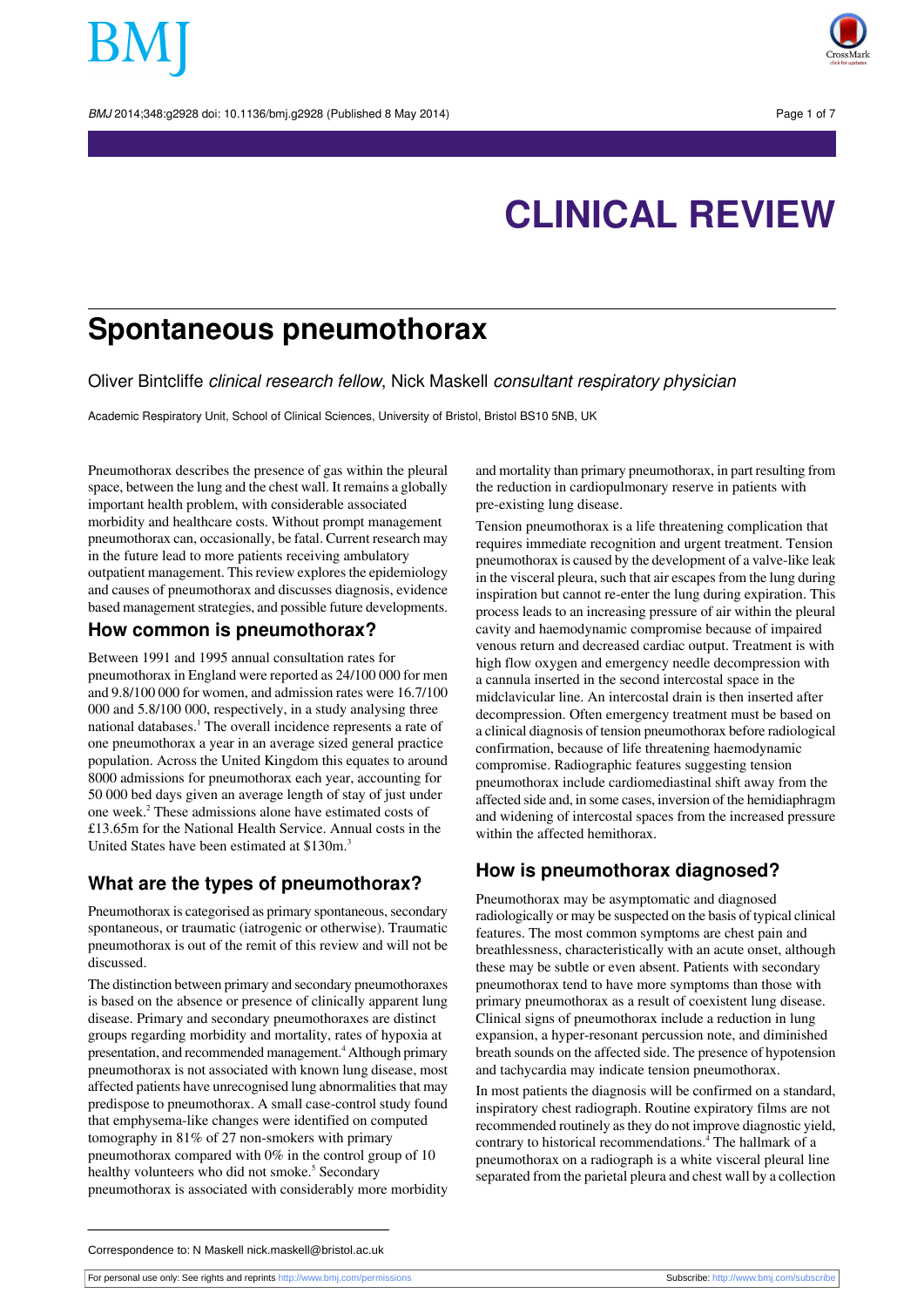# CLINICAL REVIEW

# Spontaneous pneumothorax

Oliver Bintcliffe *clinical research fellow*, Nick Maskell *consultant respiratory physician*

Academic Respiratory Unit, School of Clinical Sciences, University of Bristol, Bristol BS10 5NB, UK

Pneumothorax describes the presence of gas within the pleural space, between the lung and the chest wall. It remains a globally important health problem, with considerable associated morbidity and healthcare costs. Without prompt management pneumothorax can, occasionally, be fatal. Current research may in the future lead to more patients receiving ambulatory outpatient management. This review explores the epidemiology and causes of pneumothorax and discusses diagnosis, evidence based management strategies, and possible future developments.

## How common is pneumothorax?

Between 1991 and 1995 annual consultation rates for pneumothorax in England were reported as 24/100 000 for men and 9.8/100 000 for women, and admission rates were 16.7/100 000 and 5.8/100 000, respectively, in a study analysing three national databases.[1] The overall incidence represents a rate of one pneumothorax a year in an average sized general practice population. Across the United Kingdom this equates to around 8000 admissions for pneumothorax each year, accounting for 50 000 bed days given an average length of stay of just under one week.[2] These admissions alone have estimated costs of £13.65m for the National Health Service. Annual costs in the United States have been estimated at $130m.[3]

## What are the types of pneumothorax?

Pneumothorax is categorised as primary spontaneous, secondary spontaneous, or traumatic (iatrogenic or otherwise). Traumatic pneumothorax is out of the remit of this review and will not be discussed.

The distinction between primary and secondary pneumothoraxes is based on the absence or presence of clinically apparent lung disease. Primary and secondary pneumothoraxes are distinct groups regarding morbidity and mortality, rates of hypoxia at presentation, and recommended management.[4] Although primary pneumothorax is not associated with known lung disease, most affected patients have unrecognised lung abnormalities that may predispose to pneumothorax. A small case-control study found that emphysema-like changes were identified on computed tomography in 81% of 27 non-smokers with primary pneumothorax compared with 0% in the control group of 10 healthy volunteers who did not smoke.[5] Secondary pneumothorax is associated with considerably more morbidity and mortality than primary pneumothorax, in part resulting from the reduction in cardiopulmonary reserve in patients with pre-existing lung disease.

Tension pneumothorax is a life threatening complication that requires immediate recognition and urgent treatment. Tension pneumothorax is caused by the development of a valve-like leak in the visceral pleura, such that air escapes from the lung during inspiration but cannot re-enter the lung during expiration. This process leads to an increasing pressure of air within the pleural cavity and haemodynamic compromise because of impaired venous return and decreased cardiac output. Treatment is with high flow oxygen and emergency needle decompression with a cannula inserted in the second intercostal space in the midclavicular line. An intercostal drain is then inserted after decompression. Often emergency treatment must be based on a clinical diagnosis of tension pneumothorax before radiological confirmation, because of life threatening haemodynamic compromise. Radiographic features suggesting tension pneumothorax include cardiomediastinal shift away from the affected side and, in some cases, inversion of the hemidiaphragm and widening of intercostal spaces from the increased pressure within the affected hemithorax.

## How is pneumothorax diagnosed?

Pneumothorax may be asymptomatic and diagnosed radiologically or may be suspected on the basis of typical clinical features. The most common symptoms are chest pain and breathlessness, characteristically with an acute onset, although these may be subtle or even absent. Patients with secondary pneumothorax tend to have more symptoms than those with primary pneumothorax as a result of coexistent lung disease. Clinical signs of pneumothorax include a reduction in lung expansion, a hyper-resonant percussion note, and diminished breath sounds on the affected side. The presence of hypotension and tachycardia may indicate tension pneumothorax.

In most patients the diagnosis will be confirmed on a standard, inspiratory chest radiograph. Routine expiratory films are not recommended routinely as they do not improve diagnostic yield, contrary to historical recommendations.[4] The hallmark of a pneumothorax on a radiograph is a white visceral pleural line separated from the parietal pleura and chest wall by a collection

Correspondence to: N Maskell nick.maskell@bristol.ac.uk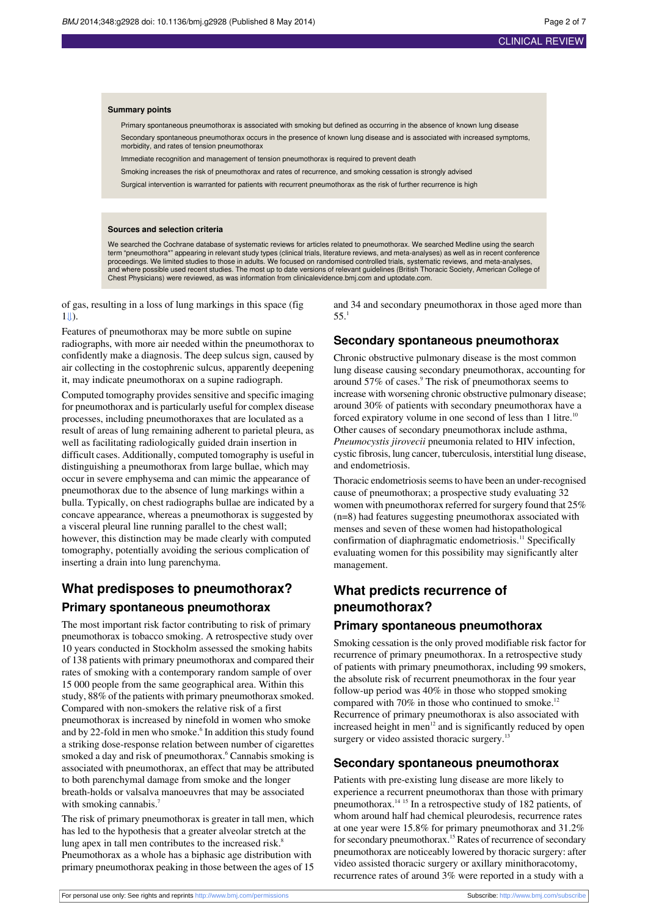**Summary points**

Primary spontaneous pneumothorax is associated with smoking but defined as occurring in the absence of known lung disease

Secondary spontaneous pneumothorax occurs in the presence of known lung disease and is associated with increased symptoms, morbidity, and rates of tension pneumothorax

Immediate recognition and management of tension pneumothorax is required to prevent death

Smoking increases the risk of pneumothorax and rates of recurrence, and smoking cessation is strongly advised

Surgical intervention is warranted for patients with recurrent pneumothorax as the risk of further recurrence is high

**Sources and selection criteria**

We searched the Cochrane database of systematic reviews for articles related to pneumothorax. We searched Medline using the search term "pneumothora*" appearing in relevant study types (clinical trials, literature reviews, and meta-analyses) as well as in recent conference proceedings. We limited studies to those in adults. We focused on randomised controlled trials, systematic reviews, and meta-analyses, and where possible used recent studies. The most up to date versions of relevant guidelines (British Thoracic Society, American College of Chest Physicians) were reviewed, as was information from clinicalevidence.bmj.com and uptodate.com.

of gas, resulting in a loss of lung markings in this space (fig 1⇓).

Features of pneumothorax may be more subtle on supine radiographs, with more air needed within the pneumothorax to confidently make a diagnosis. The deep sulcus sign, caused by air collecting in the costophrenic sulcus, apparently deepening it, may indicate pneumothorax on a supine radiograph.

Computed tomography provides sensitive and specific imaging for pneumothorax and is particularly useful for complex disease processes, including pneumothoraxes that are loculated as a result of areas of lung remaining adherent to parietal pleura, as well as facilitating radiologically guided drain insertion in difficult cases. Additionally, computed tomography is useful in distinguishing a pneumothorax from large bullae, which may occur in severe emphysema and can mimic the appearance of pneumothorax due to the absence of lung markings within a bulla. Typically, on chest radiographs bullae are indicated by a concave appearance, whereas a pneumothorax is suggested by a visceral pleural line running parallel to the chest wall; however, this distinction may be made clearly with computed tomography, potentially avoiding the serious complication of inserting a drain into lung parenchyma.

## What predisposes to pneumothorax?

### Primary spontaneous pneumothorax

The most important risk factor contributing to risk of primary pneumothorax is tobacco smoking. A retrospective study over 10 years conducted in Stockholm assessed the smoking habits of 138 patients with primary pneumothorax and compared their rates of smoking with a contemporary random sample of over 15 000 people from the same geographical area. Within this study, 88% of the patients with primary pneumothorax smoked. Compared with non-smokers the relative risk of a first pneumothorax is increased by ninefold in women who smoke and by 22-fold in men who smoke.[6] In addition this study found a striking dose-response relation between number of cigarettes smoked a day and risk of pneumothorax.[6] Cannabis smoking is associated with pneumothorax, an effect that may be attributed to both parenchymal damage from smoke and the longer breath-holds or valsalva manoeuvres that may be associated with smoking cannabis.[7]

The risk of primary pneumothorax is greater in tall men, which has led to the hypothesis that a greater alveolar stretch at the lung apex in tall men contributes to the increased risk.[8] Pneumothorax as a whole has a biphasic age distribution with primary pneumothorax peaking in those between the ages of 15 and 34 and secondary pneumothorax in those aged more than 55.[1]

### Secondary spontaneous pneumothorax

Chronic obstructive pulmonary disease is the most common lung disease causing secondary pneumothorax, accounting for around 57% of cases.[9] The risk of pneumothorax seems to increase with worsening chronic obstructive pulmonary disease; around 30% of patients with secondary pneumothorax have a forced expiratory volume in one second of less than 1 litre.[10] Other causes of secondary pneumothorax include asthma, *Pneumocystis jirovecii* pneumonia related to HIV infection, cystic fibrosis, lung cancer, tuberculosis, interstitial lung disease, and endometriosis.

Thoracic endometriosis seems to have been an under-recognised cause of pneumothorax; a prospective study evaluating 32 women with pneumothorax referred for surgery found that 25% (n=8) had features suggesting pneumothorax associated with menses and seven of these women had histopathological confirmation of diaphragmatic endometriosis.[11] Specifically evaluating women for this possibility may significantly alter management.

## What predicts recurrence of pneumothorax?

### Primary spontaneous pneumothorax

Smoking cessation is the only proved modifiable risk factor for recurrence of primary pneumothorax. In a retrospective study of patients with primary pneumothorax, including 99 smokers, the absolute risk of recurrent pneumothorax in the four year follow-up period was 40% in those who stopped smoking compared with 70% in those who continued to smoke.[12] Recurrence of primary pneumothorax is also associated with increased height in men[12] and is significantly reduced by open surgery or video assisted thoracic surgery.[13]

### Secondary spontaneous pneumothorax

Patients with pre-existing lung disease are more likely to experience a recurrent pneumothorax than those with primary pneumothorax.[14,15] In a retrospective study of 182 patients, of whom around half had chemical pleurodesis, recurrence rates at one year were 15.8% for primary pneumothorax and 31.2% for secondary pneumothorax.[15] Rates of recurrence of secondary pneumothorax are noticeably lowered by thoracic surgery: after video assisted thoracic surgery or axillary minithoracotomy, recurrence rates of around 3% were reported in a study with a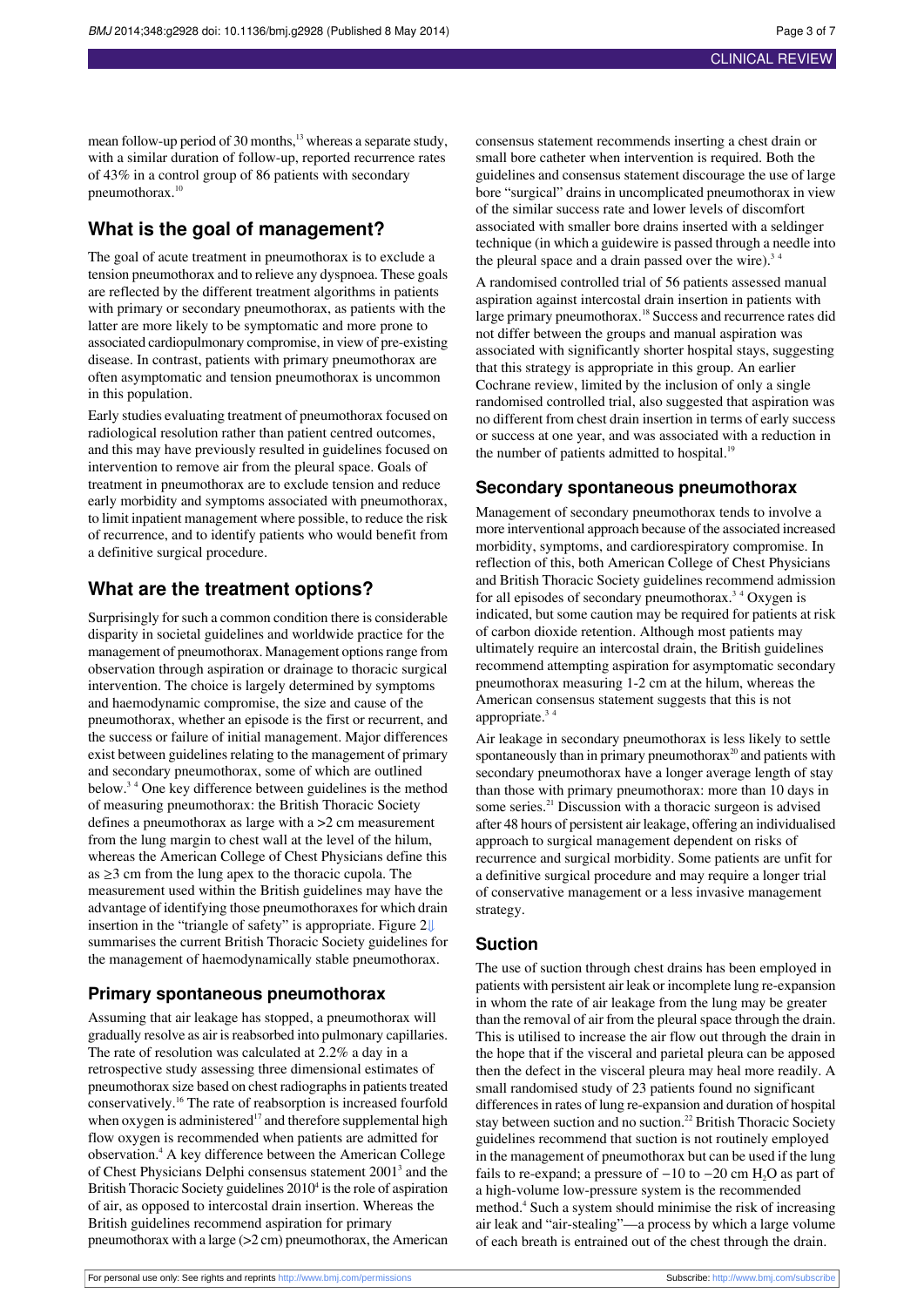mean follow-up period of 30 months,[13] whereas a separate study, with a similar duration of follow-up, reported recurrence rates of 43% in a control group of 86 patients with secondary pneumothorax.[10]

## What is the goal of management?

The goal of acute treatment in pneumothorax is to exclude a tension pneumothorax and to relieve any dyspnoea. These goals are reflected by the different treatment algorithms in patients with primary or secondary pneumothorax, as patients with the latter are more likely to be symptomatic and more prone to associated cardiopulmonary compromise, in view of pre-existing disease. In contrast, patients with primary pneumothorax are often asymptomatic and tension pneumothorax is uncommon in this population.

Early studies evaluating treatment of pneumothorax focused on radiological resolution rather than patient centred outcomes, and this may have previously resulted in guidelines focused on intervention to remove air from the pleural space. Goals of treatment in pneumothorax are to exclude tension and reduce early morbidity and symptoms associated with pneumothorax, to limit inpatient management where possible, to reduce the risk of recurrence, and to identify patients who would benefit from a definitive surgical procedure.

## What are the treatment options?

Surprisingly for such a common condition there is considerable disparity in societal guidelines and worldwide practice for the management of pneumothorax. Management options range from observation through aspiration or drainage to thoracic surgical intervention. The choice is largely determined by symptoms and haemodynamic compromise, the size and cause of the pneumothorax, whether an episode is the first or recurrent, and the success or failure of initial management. Major differences exist between guidelines relating to the management of primary and secondary pneumothorax, some of which are outlined below.[3,4] One key difference between guidelines is the method of measuring pneumothorax: the British Thoracic Society defines a pneumothorax as large with a >2 cm measurement from the lung margin to chest wall at the level of the hilum, whereas the American College of Chest Physicians define this as ≥3 cm from the lung apex to the thoracic cupola. The measurement used within the British guidelines may have the advantage of identifying those pneumothoraxes for which drain insertion in the "triangle of safety" is appropriate. Figure 2⇓ summarises the current British Thoracic Society guidelines for the management of haemodynamically stable pneumothorax.

### Primary spontaneous pneumothorax

Assuming that air leakage has stopped, a pneumothorax will gradually resolve as air is reabsorbed into pulmonary capillaries. The rate of resolution was calculated at 2.2% a day in a retrospective study assessing three dimensional estimates of pneumothorax size based on chest radiographs in patients treated conservatively.[16] The rate of reabsorption is increased fourfold when oxygen is administered[17] and therefore supplemental high flow oxygen is recommended when patients are admitted for observation.[4] A key difference between the American College of Chest Physicians Delphi consensus statement 2001[3] and the British Thoracic Society guidelines 2010[4] is the role of aspiration of air, as opposed to intercostal drain insertion. Whereas the British guidelines recommend aspiration for primary pneumothorax with a large (>2 cm) pneumothorax, the American consensus statement recommends inserting a chest drain or small bore catheter when intervention is required. Both the guidelines and consensus statement discourage the use of large bore "surgical" drains in uncomplicated pneumothorax in view of the similar success rate and lower levels of discomfort associated with smaller bore drains inserted with a seldinger technique (in which a guidewire is passed through a needle into the pleural space and a drain passed over the wire).[3,4]

A randomised controlled trial of 56 patients assessed manual aspiration against intercostal drain insertion in patients with large primary pneumothorax.[18] Success and recurrence rates did not differ between the groups and manual aspiration was associated with significantly shorter hospital stays, suggesting that this strategy is appropriate in this group. An earlier Cochrane review, limited by the inclusion of only a single randomised controlled trial, also suggested that aspiration was no different from chest drain insertion in terms of early success or success at one year, and was associated with a reduction in the number of patients admitted to hospital.[19]

### Secondary spontaneous pneumothorax

Management of secondary pneumothorax tends to involve a more interventional approach because of the associated increased morbidity, symptoms, and cardiorespiratory compromise. In reflection of this, both American College of Chest Physicians and British Thoracic Society guidelines recommend admission for all episodes of secondary pneumothorax.[3,4] Oxygen is indicated, but some caution may be required for patients at risk of carbon dioxide retention. Although most patients may ultimately require an intercostal drain, the British guidelines recommend attempting aspiration for asymptomatic secondary pneumothorax measuring 1-2 cm at the hilum, whereas the American consensus statement suggests that this is not appropriate.[3,4]

Air leakage in secondary pneumothorax is less likely to settle spontaneously than in primary pneumothorax[20] and patients with secondary pneumothorax have a longer average length of stay than those with primary pneumothorax: more than 10 days in some series.[21] Discussion with a thoracic surgeon is advised after 48 hours of persistent air leakage, offering an individualised approach to surgical management dependent on risks of recurrence and surgical morbidity. Some patients are unfit for a definitive surgical procedure and may require a longer trial of conservative management or a less invasive management strategy.

### Suction

The use of suction through chest drains has been employed in patients with persistent air leak or incomplete lung re-expansion in whom the rate of air leakage from the lung may be greater than the removal of air from the pleural space through the drain. This is utilised to increase the air flow out through the drain in the hope that if the visceral and parietal pleura can be apposed then the defect in the visceral pleura may heal more readily. A small randomised study of 23 patients found no significant differences in rates of lung re-expansion and duration of hospital stay between suction and no suction.[22] British Thoracic Society guidelines recommend that suction is not routinely employed in the management of pneumothorax but can be used if the lung fails to re-expand; a pressure of −10 to −20 cm $H_2O$ as part of a high-volume low-pressure system is the recommended method.[4] Such a system should minimise the risk of increasing air leak and "air-stealing"—a process by which a large volume of each breath is entrained out of the chest through the drain.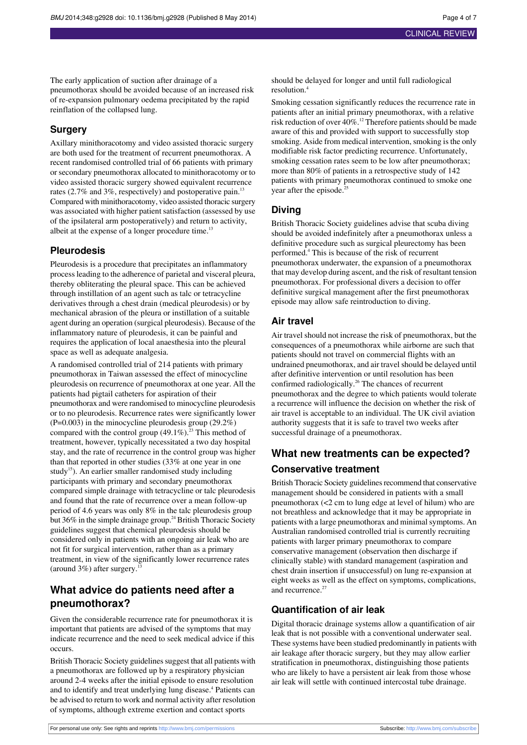The early application of suction after drainage of a pneumothorax should be avoided because of an increased risk of re-expansion pulmonary oedema precipitated by the rapid reinflation of the collapsed lung.

### Surgery

Axillary minithoracotomy and video assisted thoracic surgery are both used for the treatment of recurrent pneumothorax. A recent randomised controlled trial of 66 patients with primary or secondary pneumothorax allocated to minithoracotomy or to video assisted thoracic surgery showed equivalent recurrence rates (2.7% and 3%, respectively) and postoperative pain.[13] Compared with minithoracotomy, video assisted thoracic surgery was associated with higher patient satisfaction (assessed by use of the ipsilateral arm postoperatively) and return to activity, albeit at the expense of a longer procedure time.[13]

### Pleurodesis

Pleurodesis is a procedure that precipitates an inflammatory process leading to the adherence of parietal and visceral pleura, thereby obliterating the pleural space. This can be achieved through instillation of an agent such as talc or tetracycline derivatives through a chest drain (medical pleurodesis) or by mechanical abrasion of the pleura or instillation of a suitable agent during an operation (surgical pleurodesis). Because of the inflammatory nature of pleurodesis, it can be painful and requires the application of local anaesthesia into the pleural space as well as adequate analgesia.

A randomised controlled trial of 214 patients with primary pneumothorax in Taiwan assessed the effect of minocycline pleurodesis on recurrence of pneumothorax at one year. All the patients had pigtail catheters for aspiration of their pneumothorax and were randomised to minocycline pleurodesis or to no pleurodesis. Recurrence rates were significantly lower (P=0.003) in the minocycline pleurodesis group (29.2%) compared with the control group (49.1%).[23] This method of treatment, however, typically necessitated a two day hospital stay, and the rate of recurrence in the control group was higher than that reported in other studies (33% at one year in one study[15]). An earlier smaller randomised study including participants with primary and secondary pneumothorax compared simple drainage with tetracycline or talc pleurodesis and found that the rate of recurrence over a mean follow-up period of 4.6 years was only 8% in the talc pleurodesis group but 36% in the simple drainage group.[24] British Thoracic Society guidelines suggest that chemical pleurodesis should be considered only in patients with an ongoing air leak who are not fit for surgical intervention, rather than as a primary treatment, in view of the significantly lower recurrence rates (around 3%) after surgery.[13]

## What advice do patients need after a pneumothorax?

Given the considerable recurrence rate for pneumothorax it is important that patients are advised of the symptoms that may indicate recurrence and the need to seek medical advice if this occurs.

British Thoracic Society guidelines suggest that all patients with a pneumothorax are followed up by a respiratory physician around 2-4 weeks after the initial episode to ensure resolution and to identify and treat underlying lung disease.[4] Patients can be advised to return to work and normal activity after resolution of symptoms, although extreme exertion and contact sports should be delayed for longer and until full radiological resolution.[4]

Smoking cessation significantly reduces the recurrence rate in patients after an initial primary pneumothorax, with a relative risk reduction of over 40%.[12] Therefore patients should be made aware of this and provided with support to successfully stop smoking. Aside from medical intervention, smoking is the only modifiable risk factor predicting recurrence. Unfortunately, smoking cessation rates seem to be low after pneumothorax; more than 80% of patients in a retrospective study of 142 patients with primary pneumothorax continued to smoke one year after the episode.[25]

### Diving

British Thoracic Society guidelines advise that scuba diving should be avoided indefinitely after a pneumothorax unless a definitive procedure such as surgical pleurectomy has been performed.[4] This is because of the risk of recurrent pneumothorax underwater, the expansion of a pneumothorax that may develop during ascent, and the risk of resultant tension pneumothorax. For professional divers a decision to offer definitive surgical management after the first pneumothorax episode may allow safe reintroduction to diving.

### Air travel

Air travel should not increase the risk of pneumothorax, but the consequences of a pneumothorax while airborne are such that patients should not travel on commercial flights with an undrained pneumothorax, and air travel should be delayed until after definitive intervention or until resolution has been confirmed radiologically.[26] The chances of recurrent pneumothorax and the degree to which patients would tolerate a recurrence will influence the decision on whether the risk of air travel is acceptable to an individual. The UK civil aviation authority suggests that it is safe to travel two weeks after successful drainage of a pneumothorax.

## What new treatments can be expected?

### Conservative treatment

British Thoracic Society guidelines recommend that conservative management should be considered in patients with a small pneumothorax (<2 cm to lung edge at level of hilum) who are not breathless and acknowledge that it may be appropriate in patients with a large pneumothorax and minimal symptoms. An Australian randomised controlled trial is currently recruiting patients with larger primary pneumothorax to compare conservative management (observation then discharge if clinically stable) with standard management (aspiration and chest drain insertion if unsuccessful) on lung re-expansion at eight weeks as well as the effect on symptoms, complications, and recurrence.[27]

### Quantification of air leak

Digital thoracic drainage systems allow a quantification of air leak that is not possible with a conventional underwater seal. These systems have been studied predominantly in patients with air leakage after thoracic surgery, but they may allow earlier stratification in pneumothorax, distinguishing those patients who are likely to have a persistent air leak from those whose air leak will settle with continued intercostal tube drainage.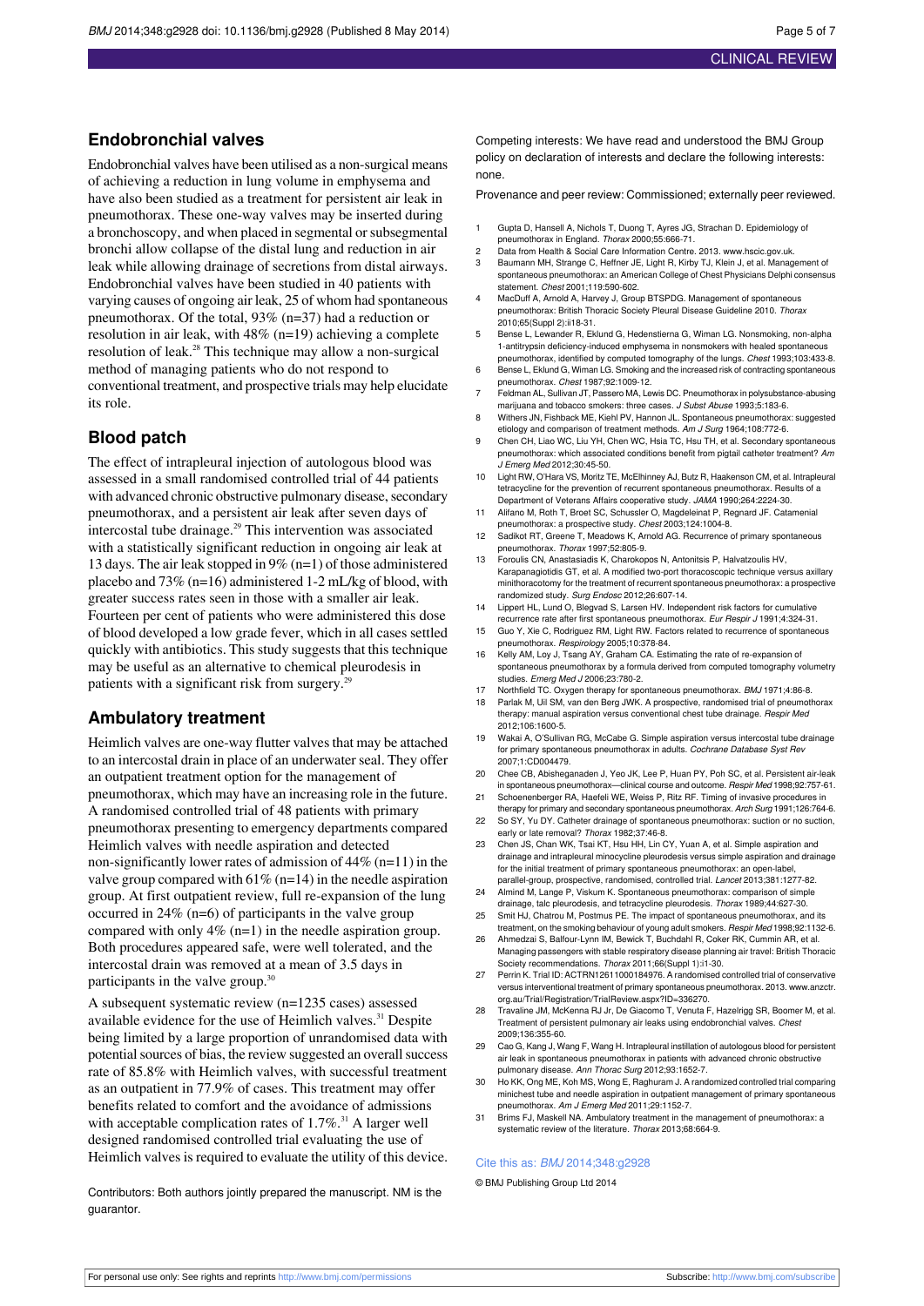## Endobronchial valves

Endobronchial valves have been utilised as a non-surgical means of achieving a reduction in lung volume in emphysema and have also been studied as a treatment for persistent air leak in pneumothorax. These one-way valves may be inserted during a bronchoscopy, and when placed in segmental or subsegmental bronchi allow collapse of the distal lung and reduction in air leak while allowing drainage of secretions from distal airways. Endobronchial valves have been studied in 40 patients with varying causes of ongoing air leak, 25 of whom had spontaneous pneumothorax. Of the total, 93% (n=37) had a reduction or resolution in air leak, with 48% (n=19) achieving a complete resolution of leak.[28] This technique may allow a non-surgical method of managing patients who do not respond to conventional treatment, and prospective trials may help elucidate its role.

## Blood patch

The effect of intrapleural injection of autologous blood was assessed in a small randomised controlled trial of 44 patients with advanced chronic obstructive pulmonary disease, secondary pneumothorax, and a persistent air leak after seven days of intercostal tube drainage.[29] This intervention was associated with a statistically significant reduction in ongoing air leak at 13 days. The air leak stopped in 9% (n=1) of those administered placebo and 73% (n=16) administered 1-2 mL/kg of blood, with greater success rates seen in those with a smaller air leak. Fourteen per cent of patients who were administered this dose of blood developed a low grade fever, which in all cases settled quickly with antibiotics. This study suggests that this technique may be useful as an alternative to chemical pleurodesis in patients with a significant risk from surgery.[29]

## Ambulatory treatment

Heimlich valves are one-way flutter valves that may be attached to an intercostal drain in place of an underwater seal. They offer an outpatient treatment option for the management of pneumothorax, which may have an increasing role in the future. A randomised controlled trial of 48 patients with primary pneumothorax presenting to emergency departments compared Heimlich valves with needle aspiration and detected non-significantly lower rates of admission of 44% (n=11) in the valve group compared with 61% (n=14) in the needle aspiration group. At first outpatient review, full re-expansion of the lung occurred in 24% (n=6) of participants in the valve group compared with only 4% (n=1) in the needle aspiration group. Both procedures appeared safe, were well tolerated, and the intercostal drain was removed at a mean of 3.5 days in participants in the valve group.[30]

A subsequent systematic review (n=1235 cases) assessed available evidence for the use of Heimlich valves.[31] Despite being limited by a large proportion of unrandomised data with potential sources of bias, the review suggested an overall success rate of 85.8% with Heimlich valves, with successful treatment as an outpatient in 77.9% of cases. This treatment may offer benefits related to comfort and the avoidance of admissions with acceptable complication rates of 1.7%.[31] A larger well designed randomised controlled trial evaluating the use of Heimlich valves is required to evaluate the utility of this device.

Contributors: Both authors jointly prepared the manuscript. NM is the guarantor.

Competing interests: We have read and understood the BMJ Group policy on declaration of interests and declare the following interests: none.

Provenance and peer review: Commissioned; externally peer reviewed.

1. Gupta D, Hansell A, Nichols T, Duong T, Ayres JG, Strachan D. Epidemiology of pneumothorax in England. *Thorax* 2000;55:666-71.
2. Data from Health & Social Care Information Centre. 2013. www.hscic.gov.uk.
3. Baumann MH, Strange C, Heffner JE, Light R, Kirby TJ, Klein J, et al. Management of spontaneous pneumothorax: an American College of Chest Physicians Delphi consensus statement. *Chest* 2001;119:590-602.
4. MacDuff A, Arnold A, Harvey J, Group BTSPDG. Management of spontaneous pneumothorax: British Thoracic Society Pleural Disease Guideline 2010. *Thorax* 2010;65(Suppl 2):ii18-31.
5. Bense L, Lewander R, Eklund G, Hedenstierna G, Wiman LG. Nonsmoking, non-alpha 1-antitrypsin deficiency-induced emphysema in nonsmokers with healed spontaneous pneumothorax, identified by computed tomography of the lungs. *Chest* 1993;103:433-8.
6. Bense L, Eklund G, Wiman LG. Smoking and the increased risk of contracting spontaneous pneumothorax. *Chest* 1987;92:1009-12.
7. Feldman AL, Sullivan JT, Passero MA, Lewis DC. Pneumothorax in polysubstance-abusing marijuana and tobacco smokers: three cases. *J Subst Abuse* 1993;5:183-6.
8. Withers JN, Fishback ME, Kiehl PV, Hannon JL. Spontaneous pneumothorax: suggested etiology and comparison of treatment methods. *Am J Surg* 1964;108:772-6.
9. Chen CH, Liao WC, Liu YH, Chen WC, Hsia TC, Hsu TH, et al. Secondary spontaneous pneumothorax: which associated conditions benefit from pigtail catheter treatment? *Am J Emerg Med* 2012;30:45-50.
10. Light RW, O'Hara VS, Moritz TE, McElhinney AJ, Butz R, Haakenson CM, et al. Intrapleural tetracycline for the prevention of recurrent spontaneous pneumothorax. Results of a Department of Veterans Affairs cooperative study. *JAMA* 1990;264:2224-30.
11. Alifano M, Roth T, Broet SC, Schussler O, Magdeleinat P, Regnard JF. Catamenial pneumothorax: a prospective study. *Chest* 2003;124:1004-8.
12. Sadikot RT, Greene T, Meadows K, Arnold AG. Recurrence of primary spontaneous pneumothorax. *Thorax* 1997;52:805-9.
13. Foroulis CN, Anastasiadis K, Charokopos N, Antonitsis P, Halvatzoulis HV, Karapanagiotidis GT, et al. A modified two-port thoracoscopic technique versus axillary minithoracotomy for the treatment of recurrent spontaneous pneumothorax: a prospective randomized study. *Surg Endosc* 2012;26:607-14.
14. Lippert HL, Lund O, Blegvad S, Larsen HV. Independent risk factors for cumulative recurrence rate after first spontaneous pneumothorax. *Eur Respir J* 1991;4:324-31.
15. Guo Y, Xie C, Rodriguez RM, Light RW. Factors related to recurrence of spontaneous pneumothorax. *Respirology* 2005;10:378-84.
16. Kelly AM, Loy J, Tsang AY, Graham CA. Estimating the rate of re-expansion of spontaneous pneumothorax by a formula derived from computed tomography volumetry studies. *Emerg Med J* 2006;23:780-2.
17. Northfield TC. Oxygen therapy for spontaneous pneumothorax. *BMJ* 1971;4:86-8.
18. Parlak M, Uil SM, van den Berg JWK. A prospective, randomised trial of pneumothorax therapy: manual aspiration versus conventional chest tube drainage. *Respir Med* 2012;106:1600-5.
19. Wakai A, O'Sullivan RG, McCabe G. Simple aspiration versus intercostal tube drainage for primary spontaneous pneumothorax in adults. *Cochrane Database Syst Rev* 2007;1:CD004479.
20. Chee CB, Abisheganaden J, Yeo JK, Lee P, Huan PY, Poh SC, et al. Persistent air-leak in spontaneous pneumothorax—clinical course and outcome. *Respir Med* 1998;92:757-61.
21. Schoenenberger RA, Haefeli WE, Weiss P, Ritz RF. Timing of invasive procedures in therapy for primary and secondary spontaneous pneumothorax. *Arch Surg* 1991;126:764-6.
22. So SY, Yu DY. Catheter drainage of spontaneous pneumothorax: suction or no suction, early or late removal? *Thorax* 1982;37:46-8.
23. Chen JS, Chan WK, Tsai KT, Hsu HH, Lin CY, Yuan A, et al. Simple aspiration and drainage and intrapleural minocycline pleurodesis versus simple aspiration and drainage for the initial treatment of primary spontaneous pneumothorax: an open-label, parallel-group, prospective, randomised, controlled trial. *Lancet* 2013;381:1277-82.
24. Almind M, Lange P, Viskum K. Spontaneous pneumothorax: comparison of simple drainage, talc pleurodesis, and tetracycline pleurodesis. *Thorax* 1989;44:627-30.
25. Smit HJ, Chatrou M, Postmus PE. The impact of spontaneous pneumothorax, and its treatment, on the smoking behaviour of young adult smokers. *Respir Med* 1998;92:1132-6.
26. Ahmedzai S, Balfour-Lynn IM, Bewick T, Buchdahl R, Coker RK, Cummin AR, et al. Managing passengers with stable respiratory disease planning air travel: British Thoracic Society recommendations. *Thorax* 2011;66(Suppl 1):i1-30.
27. Perrin K. Trial ID: ACTRN12611000184976. A randomised controlled trial of conservative versus interventional treatment of primary spontaneous pneumothorax. 2013. www.anzctr.org.au/Trial/Registration/TrialReview.aspx?ID=336270.
28. Travaline JM, McKenna RJ Jr, De Giacomo T, Venuta F, Hazelrigg SR, Boomer M, et al. Treatment of persistent pulmonary air leaks using endobronchial valves. *Chest* 2009;136:355-60.
29. Cao G, Kang J, Wang F, Wang H. Intrapleural instillation of autologous blood for persistent air leak in spontaneous pneumothorax in patients with advanced chronic obstructive pulmonary disease. *Ann Thorac Surg* 2012;93:1652-7.
30. Ho KK, Ong ME, Koh MS, Wong E, Raghuram J. A randomized controlled trial comparing minichest tube and needle aspiration in outpatient management of primary spontaneous pneumothorax. *Am J Emerg Med* 2011;29:1152-7.
31. Brims FJ, Maskell NA. Ambulatory treatment in the management of pneumothorax: a systematic review of the literature. *Thorax* 2013;68:664-9.

Cite this as: *BMJ* 2014;348:g2928

© BMJ Publishing Group Ltd 2014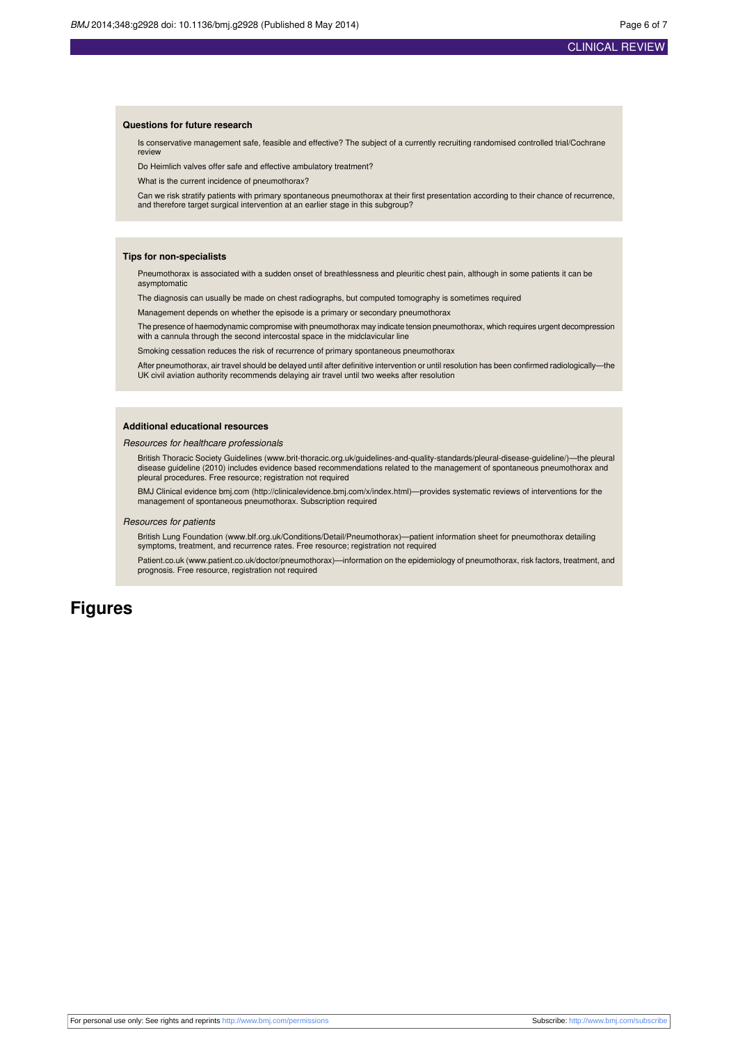### Questions for future research

Is conservative management safe, feasible and effective? The subject of a currently recruiting randomised controlled trial/Cochrane review

Do Heimlich valves offer safe and effective ambulatory treatment?

What is the current incidence of pneumothorax?

Can we risk stratify patients with primary spontaneous pneumothorax at their first presentation according to their chance of recurrence, and therefore target surgical intervention at an earlier stage in this subgroup?

### Tips for non-specialists

Pneumothorax is associated with a sudden onset of breathlessness and pleuritic chest pain, although in some patients it can be asymptomatic

The diagnosis can usually be made on chest radiographs, but computed tomography is sometimes required

Management depends on whether the episode is a primary or secondary pneumothorax

The presence of haemodynamic compromise with pneumothorax may indicate tension pneumothorax, which requires urgent decompression with a cannula through the second intercostal space in the midclavicular line

Smoking cessation reduces the risk of recurrence of primary spontaneous pneumothorax

After pneumothorax, air travel should be delayed until after definitive intervention or until resolution has been confirmed radiologically—the UK civil aviation authority recommends delaying air travel until two weeks after resolution

### Additional educational resources

*Resources for healthcare professionals*

British Thoracic Society Guidelines (www.brit-thoracic.org.uk/guidelines-and-quality-standards/pleural-disease-guideline/)—the pleural disease guideline (2010) includes evidence based recommendations related to the management of spontaneous pneumothorax and pleural procedures. Free resource; registration not required

BMJ Clinical evidence bmj.com (http://clinicalevidence.bmj.com/x/index.html)—provides systematic reviews of interventions for the management of spontaneous pneumothorax. Subscription required

*Resources for patients*

British Lung Foundation (www.blf.org.uk/Conditions/Detail/Pneumothorax)—patient information sheet for pneumothorax detailing symptoms, treatment, and recurrence rates. Free resource; registration not required

Patient.co.uk (www.patient.co.uk/doctor/pneumothorax)—information on the epidemiology of pneumothorax, risk factors, treatment, and prognosis. Free resource, registration not required

# Figures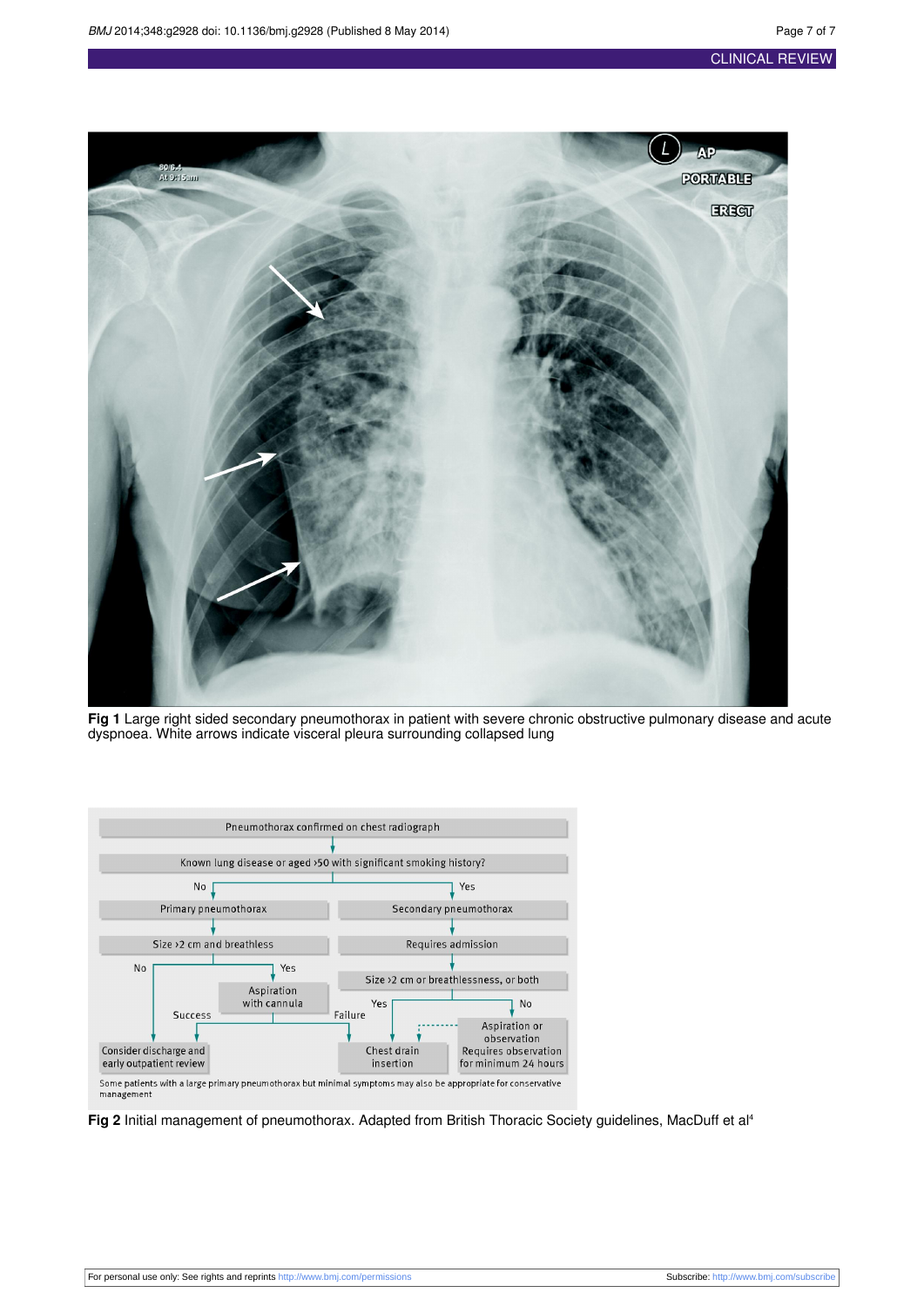**Fig 1** Large right sided secondary pneumothorax in patient with severe chronic obstructive pulmonary disease and acute dyspnoea. White arrows indicate visceral pleura surrounding collapsed lung

Pneumothorax confirmed on chest radiograph

Known lung disease or aged >50 with significant smoking history?

No

Yes

Primary pneumothorax

Secondary pneumothorax

Size >2 cm and breathless

Requires admission

No

Yes

Aspiration with cannula

Size >2 cm or breathlessness, or both

Success

Failure

Yes

No

Aspiration or observation Requires observation for minimum 24 hours

Consider discharge and early outpatient review

Chest drain insertion

Some patients with a large primary pneumothorax but minimal symptoms may also be appropriate for conservative management

**Fig 2** Initial management of pneumothorax. Adapted from British Thoracic Society guidelines, MacDuff et al[4]